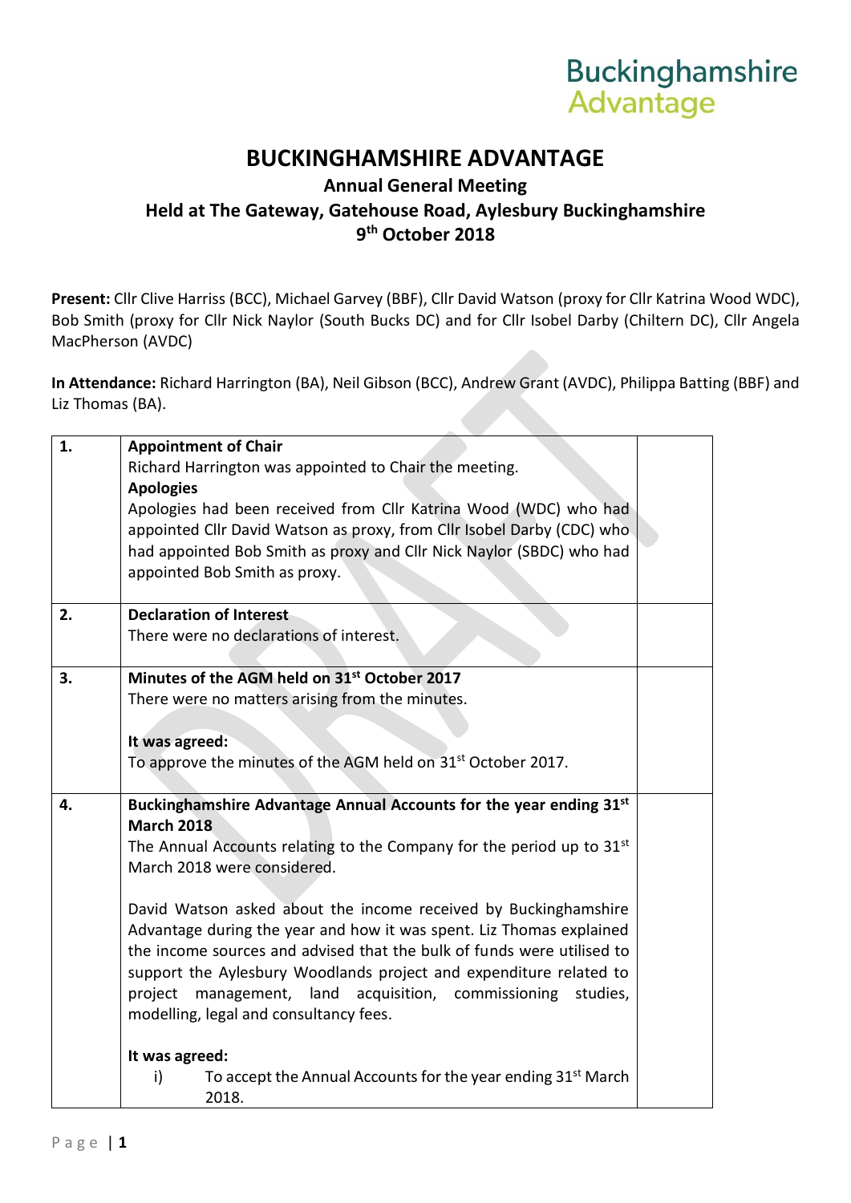Buckinghamshire Advantage

# BUCKINGHAMSHIRE ADVANTAGE

## Annual General Meeting
## Held at The Gateway, Gatehouse Road, Aylesbury Buckinghamshire
## 9th October 2018

**Present:** Cllr Clive Harriss (BCC), Michael Garvey (BBF), Cllr David Watson (proxy for Cllr Katrina Wood WDC), Bob Smith (proxy for Cllr Nick Naylor (South Bucks DC) and for Cllr Isobel Darby (Chiltern DC), Cllr Angela MacPherson (AVDC)

**In Attendance:** Richard Harrington (BA), Neil Gibson (BCC), Andrew Grant (AVDC), Philippa Batting (BBF) and Liz Thomas (BA).

| | | |
|---|---|---|
| 1. | **Appointment of Chair**<br>Richard Harrington was appointed to Chair the meeting.<br>**Apologies**<br>Apologies had been received from Cllr Katrina Wood (WDC) who had appointed Cllr David Watson as proxy, from Cllr Isobel Darby (CDC) who had appointed Bob Smith as proxy and Cllr Nick Naylor (SBDC) who had appointed Bob Smith as proxy. | |
| 2. | **Declaration of Interest**<br>There were no declarations of interest. | |
| 3. | **Minutes of the AGM held on 31st October 2017**<br>There were no matters arising from the minutes.<br><br>**It was agreed:**<br>To approve the minutes of the AGM held on 31st October 2017. | |
| 4. | **Buckinghamshire Advantage Annual Accounts for the year ending 31st March 2018**<br>The Annual Accounts relating to the Company for the period up to 31st March 2018 were considered.<br><br>David Watson asked about the income received by Buckinghamshire Advantage during the year and how it was spent. Liz Thomas explained the income sources and advised that the bulk of funds were utilised to support the Aylesbury Woodlands project and expenditure related to project management, land acquisition, commissioning studies, modelling, legal and consultancy fees.<br><br>**It was agreed:**<br>i) To accept the Annual Accounts for the year ending 31st March 2018. | |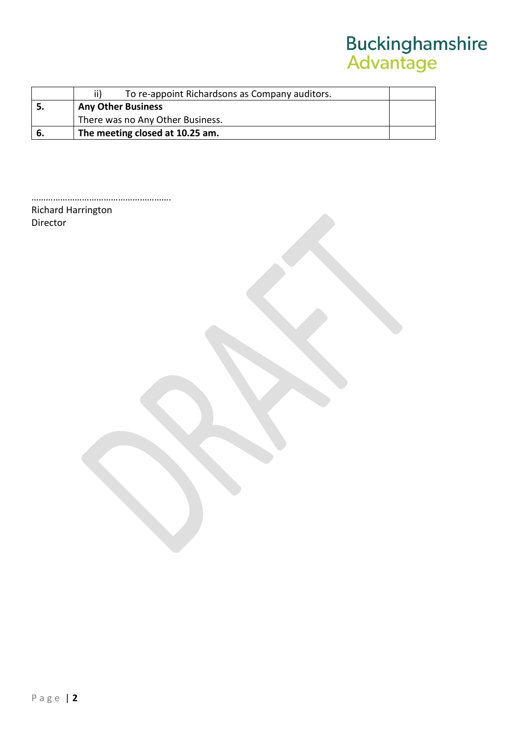| | | |
|---|---|---|
| | ii) To re-appoint Richardsons as Company auditors. | |
| **5.** | **Any Other Business**<br>There was no Any Other Business. | |
| **6.** | **The meeting closed at 10.25 am.** | |

…………………………………………………

Richard Harrington
Director